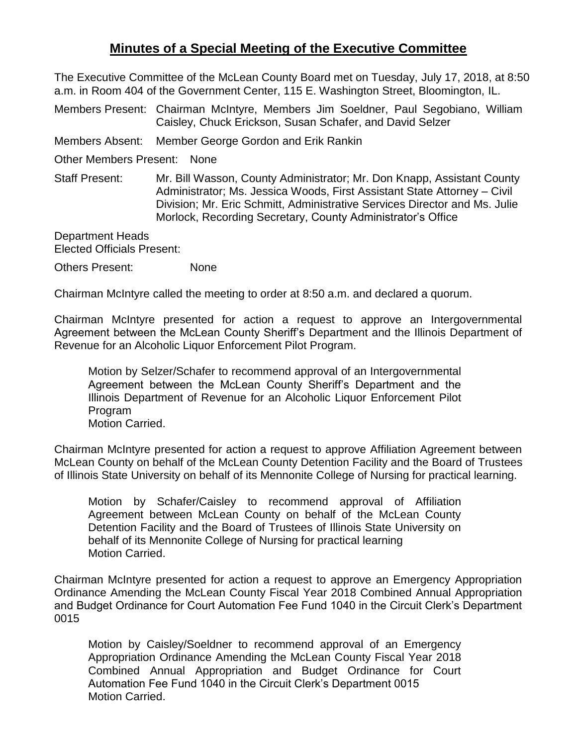# Minutes of a Special Meeting of the Executive Committee

The Executive Committee of the McLean County Board met on Tuesday, July 17, 2018, at 8:50 a.m. in Room 404 of the Government Center, 115 E. Washington Street, Bloomington, IL.

Members Present: Chairman McIntyre, Members Jim Soeldner, Paul Segobiano, William Caisley, Chuck Erickson, Susan Schafer, and David Selzer

Members Absent: Member George Gordon and Erik Rankin

Other Members Present: None

Staff Present: Mr. Bill Wasson, County Administrator; Mr. Don Knapp, Assistant County Administrator; Ms. Jessica Woods, First Assistant State Attorney – Civil Division; Mr. Eric Schmitt, Administrative Services Director and Ms. Julie Morlock, Recording Secretary, County Administrator's Office

Department Heads
Elected Officials Present:

Others Present: None

Chairman McIntyre called the meeting to order at 8:50 a.m. and declared a quorum.

Chairman McIntyre presented for action a request to approve an Intergovernmental Agreement between the McLean County Sheriff's Department and the Illinois Department of Revenue for an Alcoholic Liquor Enforcement Pilot Program.

> Motion by Selzer/Schafer to recommend approval of an Intergovernmental Agreement between the McLean County Sheriff's Department and the Illinois Department of Revenue for an Alcoholic Liquor Enforcement Pilot Program
> Motion Carried.

Chairman McIntyre presented for action a request to approve Affiliation Agreement between McLean County on behalf of the McLean County Detention Facility and the Board of Trustees of Illinois State University on behalf of its Mennonite College of Nursing for practical learning.

> Motion by Schafer/Caisley to recommend approval of Affiliation Agreement between McLean County on behalf of the McLean County Detention Facility and the Board of Trustees of Illinois State University on behalf of its Mennonite College of Nursing for practical learning
> Motion Carried.

Chairman McIntyre presented for action a request to approve an Emergency Appropriation Ordinance Amending the McLean County Fiscal Year 2018 Combined Annual Appropriation and Budget Ordinance for Court Automation Fee Fund 1040 in the Circuit Clerk's Department 0015

> Motion by Caisley/Soeldner to recommend approval of an Emergency Appropriation Ordinance Amending the McLean County Fiscal Year 2018 Combined Annual Appropriation and Budget Ordinance for Court Automation Fee Fund 1040 in the Circuit Clerk's Department 0015
> Motion Carried.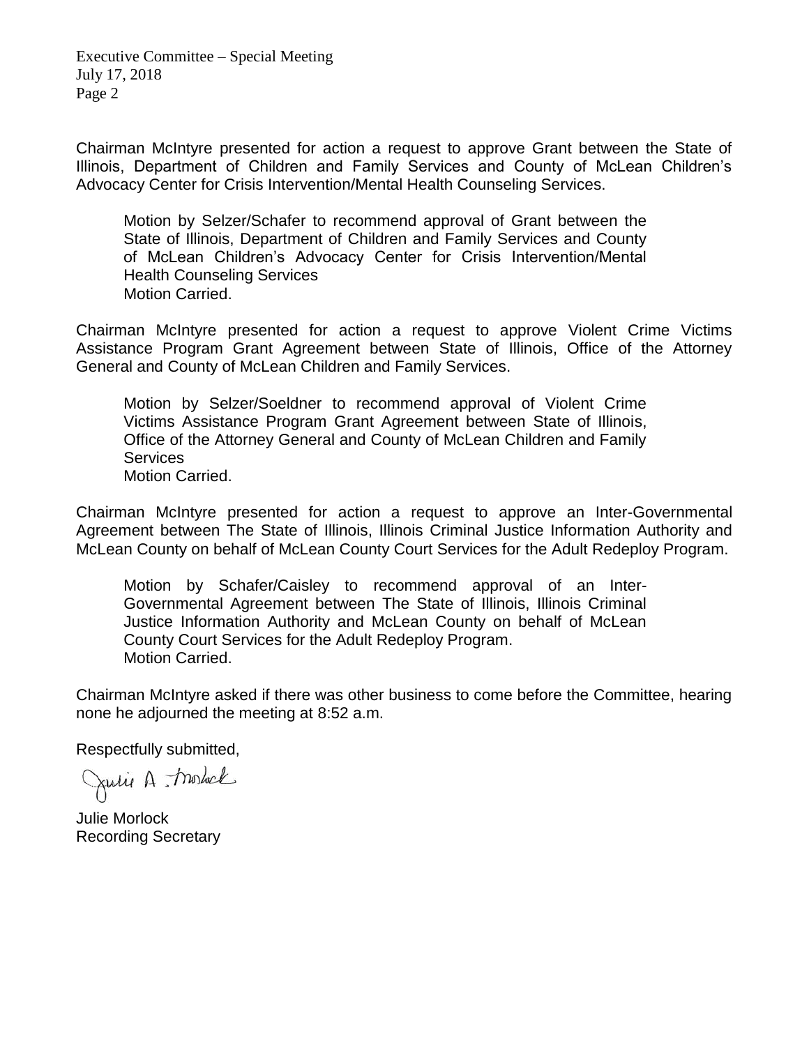Chairman McIntyre presented for action a request to approve Grant between the State of Illinois, Department of Children and Family Services and County of McLean Children's Advocacy Center for Crisis Intervention/Mental Health Counseling Services.

> Motion by Selzer/Schafer to recommend approval of Grant between the State of Illinois, Department of Children and Family Services and County of McLean Children's Advocacy Center for Crisis Intervention/Mental Health Counseling Services
> Motion Carried.

Chairman McIntyre presented for action a request to approve Violent Crime Victims Assistance Program Grant Agreement between State of Illinois, Office of the Attorney General and County of McLean Children and Family Services.

> Motion by Selzer/Soeldner to recommend approval of Violent Crime Victims Assistance Program Grant Agreement between State of Illinois, Office of the Attorney General and County of McLean Children and Family Services
> Motion Carried.

Chairman McIntyre presented for action a request to approve an Inter-Governmental Agreement between The State of Illinois, Illinois Criminal Justice Information Authority and McLean County on behalf of McLean County Court Services for the Adult Redeploy Program.

> Motion by Schafer/Caisley to recommend approval of an Inter-Governmental Agreement between The State of Illinois, Illinois Criminal Justice Information Authority and McLean County on behalf of McLean County Court Services for the Adult Redeploy Program.
> Motion Carried.

Chairman McIntyre asked if there was other business to come before the Committee, hearing none he adjourned the meeting at 8:52 a.m.

Respectfully submitted,

Julie A. Morlock

Julie Morlock
Recording Secretary